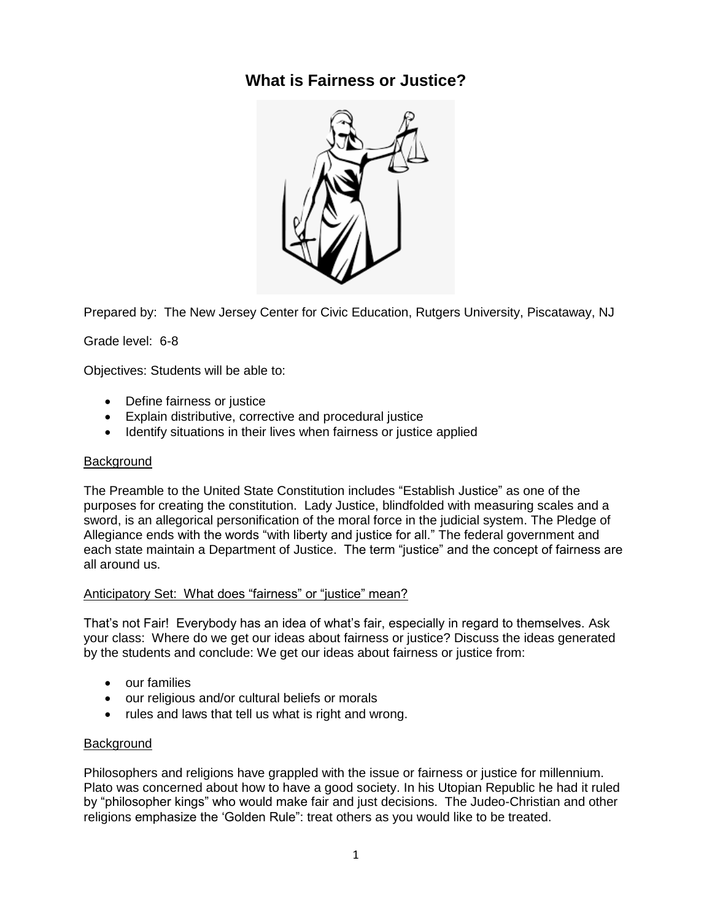# What is Fairness or Justice?

Prepared by: The New Jersey Center for Civic Education, Rutgers University, Piscataway, NJ

Grade level: 6-8

Objectives: Students will be able to:

- Define fairness or justice
- Explain distributive, corrective and procedural justice
- Identify situations in their lives when fairness or justice applied

## Background

The Preamble to the United State Constitution includes "Establish Justice" as one of the purposes for creating the constitution. Lady Justice, blindfolded with measuring scales and a sword, is an allegorical personification of the moral force in the judicial system. The Pledge of Allegiance ends with the words "with liberty and justice for all." The federal government and each state maintain a Department of Justice. The term "justice" and the concept of fairness are all around us.

## Anticipatory Set: What does "fairness" or "justice" mean?

That's not Fair! Everybody has an idea of what's fair, especially in regard to themselves. Ask your class: Where do we get our ideas about fairness or justice? Discuss the ideas generated by the students and conclude: We get our ideas about fairness or justice from:

- our families
- our religious and/or cultural beliefs or morals
- rules and laws that tell us what is right and wrong.

## Background

Philosophers and religions have grappled with the issue or fairness or justice for millennium. Plato was concerned about how to have a good society. In his Utopian Republic he had it ruled by "philosopher kings" who would make fair and just decisions. The Judeo-Christian and other religions emphasize the 'Golden Rule": treat others as you would like to be treated.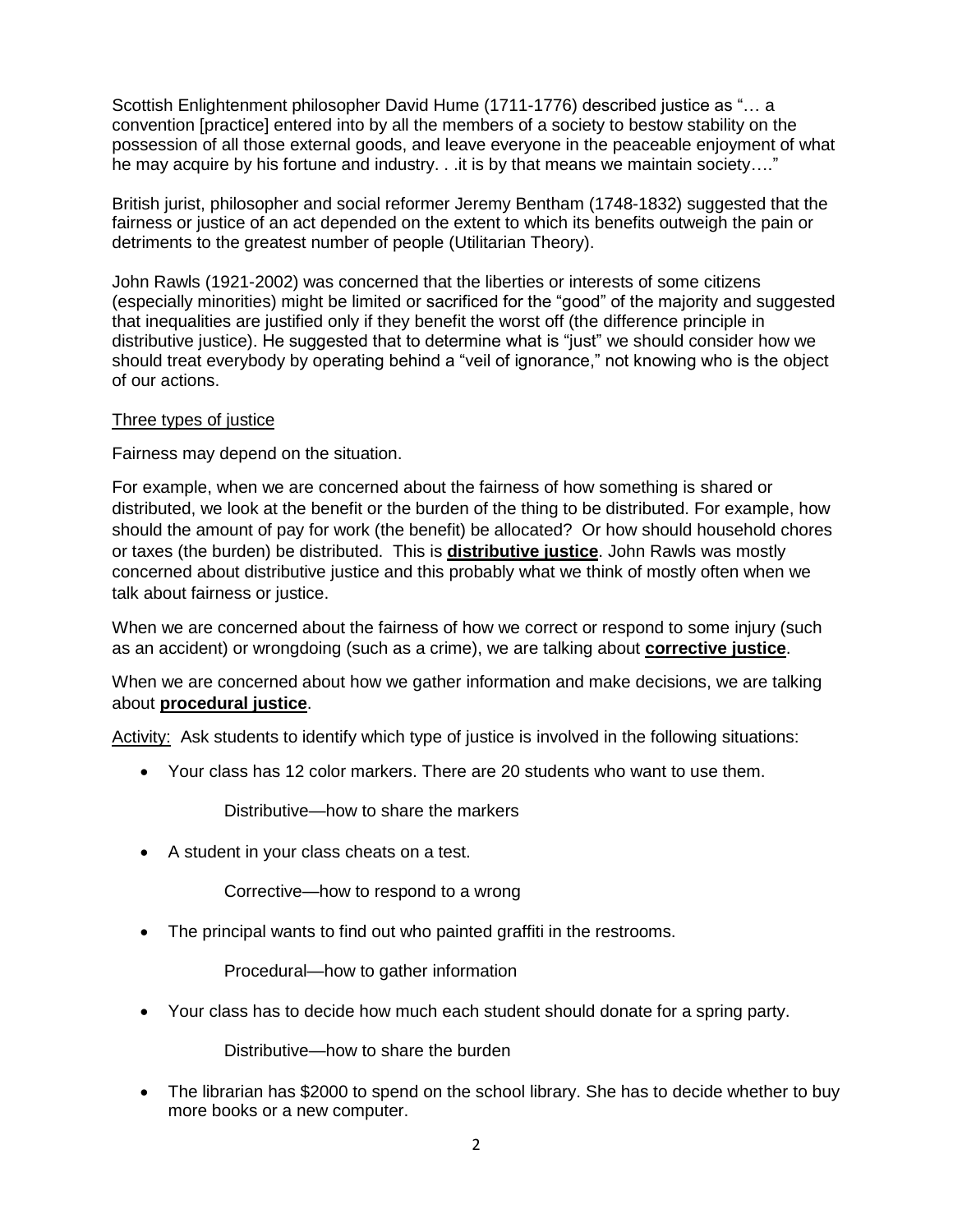Scottish Enlightenment philosopher David Hume (1711-1776) described justice as "… a convention [practice] entered into by all the members of a society to bestow stability on the possession of all those external goods, and leave everyone in the peaceable enjoyment of what he may acquire by his fortune and industry. . .it is by that means we maintain society…."

British jurist, philosopher and social reformer Jeremy Bentham (1748-1832) suggested that the fairness or justice of an act depended on the extent to which its benefits outweigh the pain or detriments to the greatest number of people (Utilitarian Theory).

John Rawls (1921-2002) was concerned that the liberties or interests of some citizens (especially minorities) might be limited or sacrificed for the "good" of the majority and suggested that inequalities are justified only if they benefit the worst off (the difference principle in distributive justice). He suggested that to determine what is "just" we should consider how we should treat everybody by operating behind a "veil of ignorance," not knowing who is the object of our actions.

<u>Three types of justice</u>

Fairness may depend on the situation.

For example, when we are concerned about the fairness of how something is shared or distributed, we look at the benefit or the burden of the thing to be distributed. For example, how should the amount of pay for work (the benefit) be allocated? Or how should household chores or taxes (the burden) be distributed. This is **<u>distributive justice</u>**. John Rawls was mostly concerned about distributive justice and this probably what we think of mostly often when we talk about fairness or justice.

When we are concerned about the fairness of how we correct or respond to some injury (such as an accident) or wrongdoing (such as a crime), we are talking about **<u>corrective justice</u>**.

When we are concerned about how we gather information and make decisions, we are talking about **<u>procedural justice</u>**.

<u>Activity:</u> Ask students to identify which type of justice is involved in the following situations:

- Your class has 12 color markers. There are 20 students who want to use them.

  Distributive—how to share the markers

- A student in your class cheats on a test.

  Corrective—how to respond to a wrong

- The principal wants to find out who painted graffiti in the restrooms.

  Procedural—how to gather information

- Your class has to decide how much each student should donate for a spring party.

  Distributive—how to share the burden

- The librarian has $2000 to spend on the school library. She has to decide whether to buy more books or a new computer.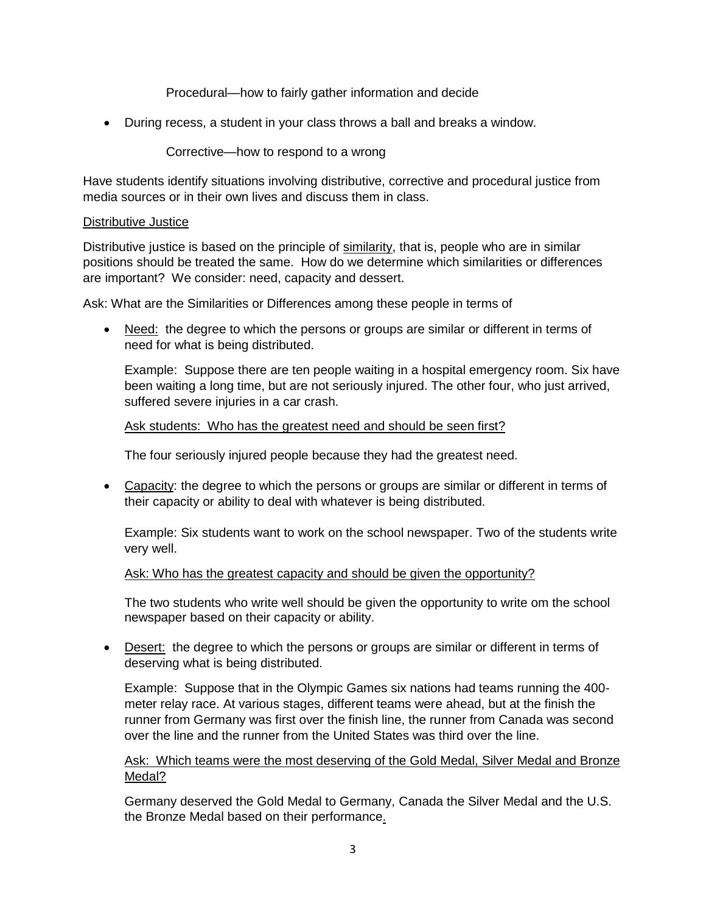Procedural—how to fairly gather information and decide

- During recess, a student in your class throws a ball and breaks a window.

  Corrective—how to respond to a wrong

Have students identify situations involving distributive, corrective and procedural justice from media sources or in their own lives and discuss them in class.

<u>Distributive Justice</u>

Distributive justice is based on the principle of <u>similarity</u>, that is, people who are in similar positions should be treated the same. How do we determine which similarities or differences are important? We consider: need, capacity and dessert.

Ask: What are the Similarities or Differences among these people in terms of

- <u>Need:</u> the degree to which the persons or groups are similar or different in terms of need for what is being distributed.

  Example: Suppose there are ten people waiting in a hospital emergency room. Six have been waiting a long time, but are not seriously injured. The other four, who just arrived, suffered severe injuries in a car crash.

  <u>Ask students: Who has the greatest need and should be seen first?</u>

  The four seriously injured people because they had the greatest need.

- <u>Capacity</u>: the degree to which the persons or groups are similar or different in terms of their capacity or ability to deal with whatever is being distributed.

  Example: Six students want to work on the school newspaper. Two of the students write very well.

  <u>Ask: Who has the greatest capacity and should be given the opportunity?</u>

  The two students who write well should be given the opportunity to write om the school newspaper based on their capacity or ability.

- <u>Desert:</u> the degree to which the persons or groups are similar or different in terms of deserving what is being distributed.

  Example: Suppose that in the Olympic Games six nations had teams running the 400-meter relay race. At various stages, different teams were ahead, but at the finish the runner from Germany was first over the finish line, the runner from Canada was second over the line and the runner from the United States was third over the line.

  <u>Ask: Which teams were the most deserving of the Gold Medal, Silver Medal and Bronze Medal?</u>

  Germany deserved the Gold Medal to Germany, Canada the Silver Medal and the U.S. the Bronze Medal based on their performance.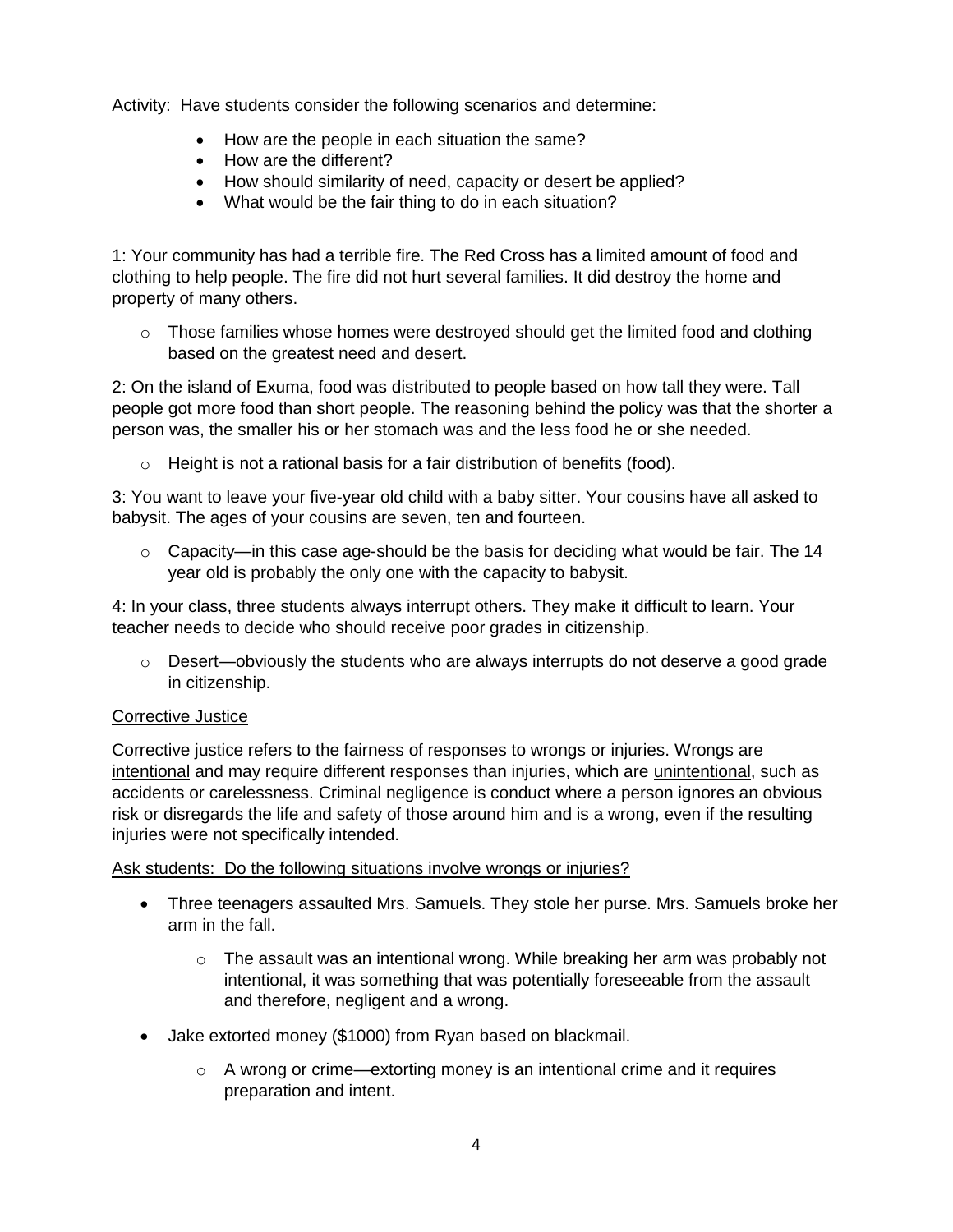Activity: Have students consider the following scenarios and determine:

- How are the people in each situation the same?
- How are the different?
- How should similarity of need, capacity or desert be applied?
- What would be the fair thing to do in each situation?

1: Your community has had a terrible fire. The Red Cross has a limited amount of food and clothing to help people. The fire did not hurt several families. It did destroy the home and property of many others.

- Those families whose homes were destroyed should get the limited food and clothing based on the greatest need and desert.

2: On the island of Exuma, food was distributed to people based on how tall they were. Tall people got more food than short people. The reasoning behind the policy was that the shorter a person was, the smaller his or her stomach was and the less food he or she needed.

- Height is not a rational basis for a fair distribution of benefits (food).

3: You want to leave your five-year old child with a baby sitter. Your cousins have all asked to babysit. The ages of your cousins are seven, ten and fourteen.

- Capacity—in this case age-should be the basis for deciding what would be fair. The 14 year old is probably the only one with the capacity to babysit.

4: In your class, three students always interrupt others. They make it difficult to learn. Your teacher needs to decide who should receive poor grades in citizenship.

- Desert—obviously the students who are always interrupts do not deserve a good grade in citizenship.

<u>Corrective Justice</u>

Corrective justice refers to the fairness of responses to wrongs or injuries. Wrongs are <u>intentional</u> and may require different responses than injuries, which are <u>unintentional</u>, such as accidents or carelessness. Criminal negligence is conduct where a person ignores an obvious risk or disregards the life and safety of those around him and is a wrong, even if the resulting injuries were not specifically intended.

<u>Ask students: Do the following situations involve wrongs or injuries?</u>

- Three teenagers assaulted Mrs. Samuels. They stole her purse. Mrs. Samuels broke her arm in the fall.
  - The assault was an intentional wrong. While breaking her arm was probably not intentional, it was something that was potentially foreseeable from the assault and therefore, negligent and a wrong.
- Jake extorted money ($1000) from Ryan based on blackmail.
  - A wrong or crime—extorting money is an intentional crime and it requires preparation and intent.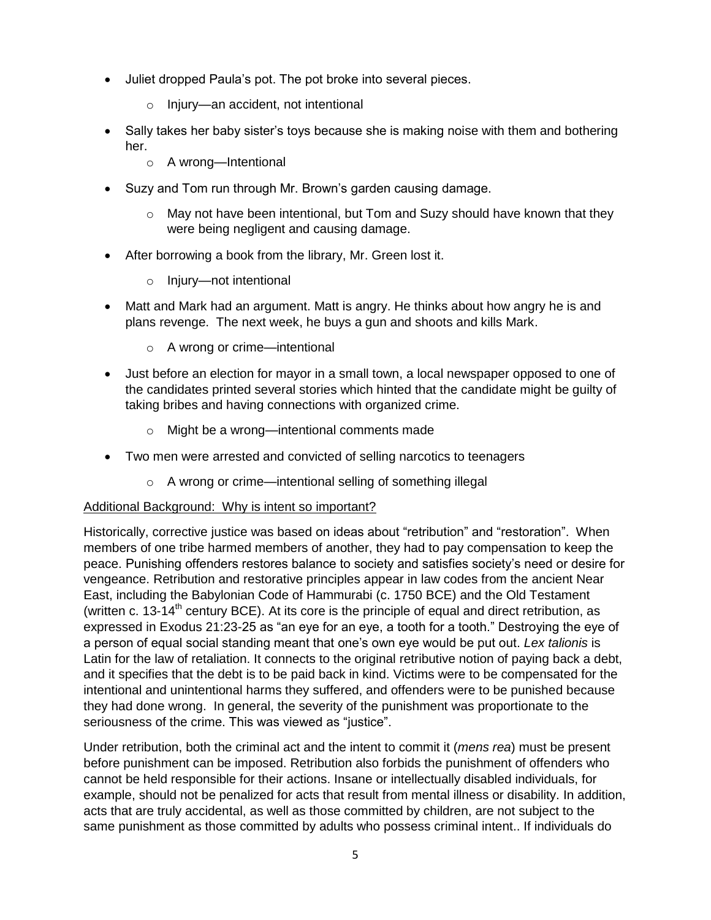- Juliet dropped Paula's pot. The pot broke into several pieces.
    - Injury—an accident, not intentional
- Sally takes her baby sister's toys because she is making noise with them and bothering her.
    - A wrong—Intentional
- Suzy and Tom run through Mr. Brown's garden causing damage.
    - May not have been intentional, but Tom and Suzy should have known that they were being negligent and causing damage.
- After borrowing a book from the library, Mr. Green lost it.
    - Injury—not intentional
- Matt and Mark had an argument. Matt is angry. He thinks about how angry he is and plans revenge. The next week, he buys a gun and shoots and kills Mark.
    - A wrong or crime—intentional
- Just before an election for mayor in a small town, a local newspaper opposed to one of the candidates printed several stories which hinted that the candidate might be guilty of taking bribes and having connections with organized crime.
    - Might be a wrong—intentional comments made
- Two men were arrested and convicted of selling narcotics to teenagers
    - A wrong or crime—intentional selling of something illegal

Additional Background: Why is intent so important?

Historically, corrective justice was based on ideas about "retribution" and "restoration". When members of one tribe harmed members of another, they had to pay compensation to keep the peace. Punishing offenders restores balance to society and satisfies society's need or desire for vengeance. Retribution and restorative principles appear in law codes from the ancient Near East, including the Babylonian Code of Hammurabi (c. 1750 BCE) and the Old Testament (written c. 13-14th century BCE). At its core is the principle of equal and direct retribution, as expressed in Exodus 21:23-25 as "an eye for an eye, a tooth for a tooth." Destroying the eye of a person of equal social standing meant that one's own eye would be put out. *Lex talionis* is Latin for the law of retaliation. It connects to the original retributive notion of paying back a debt, and it specifies that the debt is to be paid back in kind. Victims were to be compensated for the intentional and unintentional harms they suffered, and offenders were to be punished because they had done wrong. In general, the severity of the punishment was proportionate to the seriousness of the crime. This was viewed as "justice".

Under retribution, both the criminal act and the intent to commit it (*mens rea*) must be present before punishment can be imposed. Retribution also forbids the punishment of offenders who cannot be held responsible for their actions. Insane or intellectually disabled individuals, for example, should not be penalized for acts that result from mental illness or disability. In addition, acts that are truly accidental, as well as those committed by children, are not subject to the same punishment as those committed by adults who possess criminal intent.. If individuals do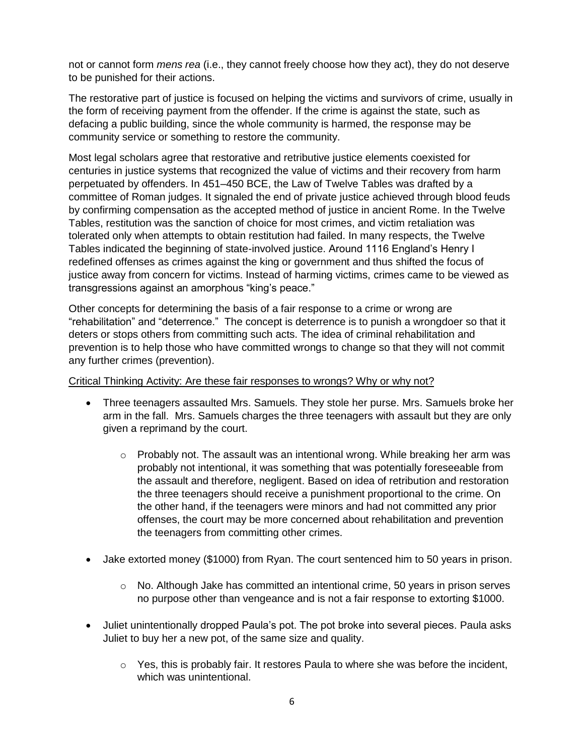not or cannot form *mens rea* (i.e., they cannot freely choose how they act), they do not deserve to be punished for their actions.

The restorative part of justice is focused on helping the victims and survivors of crime, usually in the form of receiving payment from the offender. If the crime is against the state, such as defacing a public building, since the whole community is harmed, the response may be community service or something to restore the community.

Most legal scholars agree that restorative and retributive justice elements coexisted for centuries in justice systems that recognized the value of victims and their recovery from harm perpetuated by offenders. In 451–450 BCE, the Law of Twelve Tables was drafted by a committee of Roman judges. It signaled the end of private justice achieved through blood feuds by confirming compensation as the accepted method of justice in ancient Rome. In the Twelve Tables, restitution was the sanction of choice for most crimes, and victim retaliation was tolerated only when attempts to obtain restitution had failed. In many respects, the Twelve Tables indicated the beginning of state-involved justice. Around 1116 England's Henry I redefined offenses as crimes against the king or government and thus shifted the focus of justice away from concern for victims. Instead of harming victims, crimes came to be viewed as transgressions against an amorphous "king's peace."

Other concepts for determining the basis of a fair response to a crime or wrong are "rehabilitation" and "deterrence." The concept is deterrence is to punish a wrongdoer so that it deters or stops others from committing such acts. The idea of criminal rehabilitation and prevention is to help those who have committed wrongs to change so that they will not commit any further crimes (prevention).

<u>Critical Thinking Activity: Are these fair responses to wrongs? Why or why not?</u>

- Three teenagers assaulted Mrs. Samuels. They stole her purse. Mrs. Samuels broke her arm in the fall. Mrs. Samuels charges the three teenagers with assault but they are only given a reprimand by the court.
    - Probably not. The assault was an intentional wrong. While breaking her arm was probably not intentional, it was something that was potentially foreseeable from the assault and therefore, negligent. Based on idea of retribution and restoration the three teenagers should receive a punishment proportional to the crime. On the other hand, if the teenagers were minors and had not committed any prior offenses, the court may be more concerned about rehabilitation and prevention the teenagers from committing other crimes.
- Jake extorted money ($1000) from Ryan. The court sentenced him to 50 years in prison.
    - No. Although Jake has committed an intentional crime, 50 years in prison serves no purpose other than vengeance and is not a fair response to extorting $1000.
- Juliet unintentionally dropped Paula's pot. The pot broke into several pieces. Paula asks Juliet to buy her a new pot, of the same size and quality.
    - Yes, this is probably fair. It restores Paula to where she was before the incident, which was unintentional.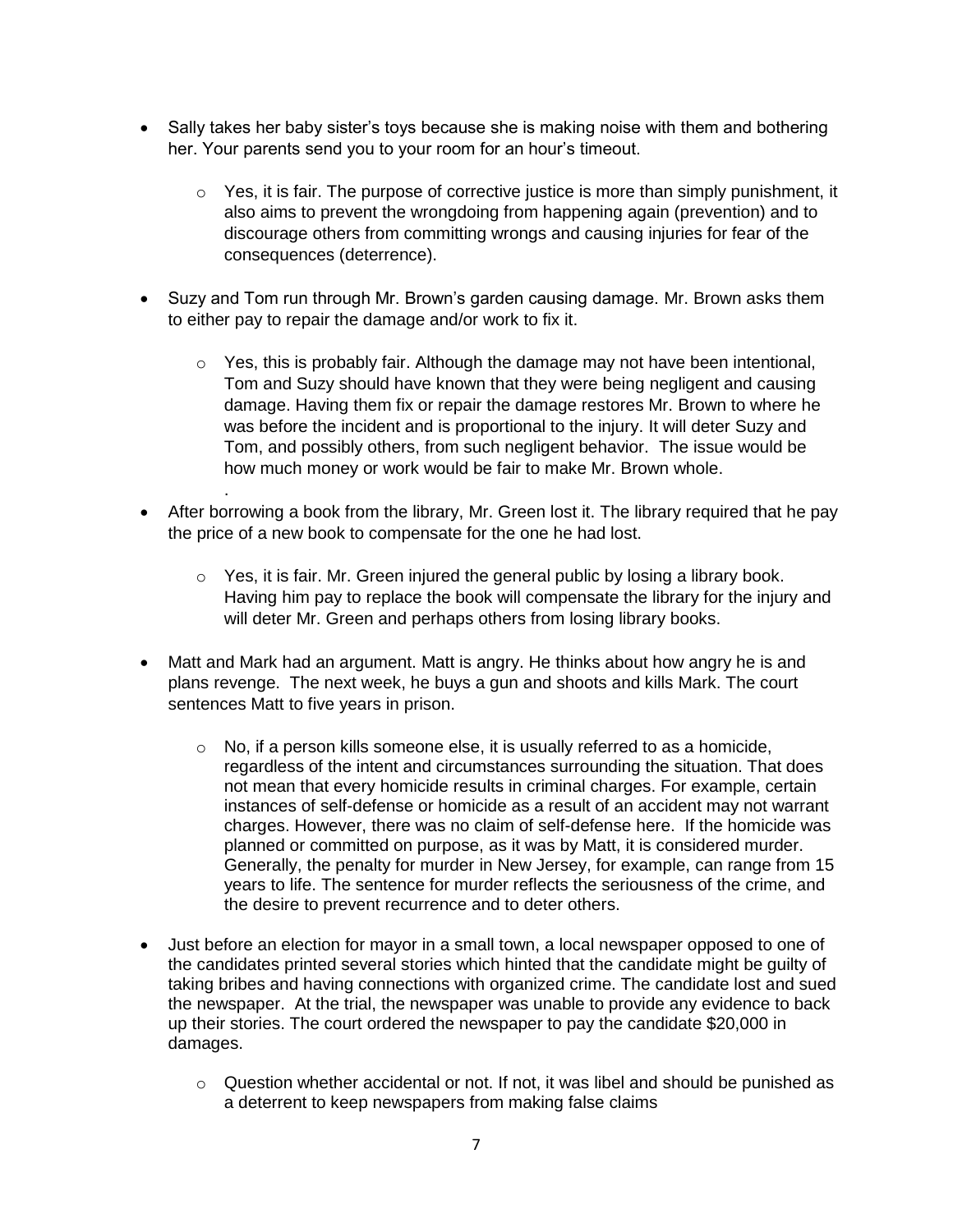- Sally takes her baby sister's toys because she is making noise with them and bothering her. Your parents send you to your room for an hour's timeout.

    - Yes, it is fair. The purpose of corrective justice is more than simply punishment, it also aims to prevent the wrongdoing from happening again (prevention) and to discourage others from committing wrongs and causing injuries for fear of the consequences (deterrence).

- Suzy and Tom run through Mr. Brown's garden causing damage. Mr. Brown asks them to either pay to repair the damage and/or work to fix it.

    - Yes, this is probably fair. Although the damage may not have been intentional, Tom and Suzy should have known that they were being negligent and causing damage. Having them fix or repair the damage restores Mr. Brown to where he was before the incident and is proportional to the injury. It will deter Suzy and Tom, and possibly others, from such negligent behavior. The issue would be how much money or work would be fair to make Mr. Brown whole.

- After borrowing a book from the library, Mr. Green lost it. The library required that he pay the price of a new book to compensate for the one he had lost.

    - Yes, it is fair. Mr. Green injured the general public by losing a library book. Having him pay to replace the book will compensate the library for the injury and will deter Mr. Green and perhaps others from losing library books.

- Matt and Mark had an argument. Matt is angry. He thinks about how angry he is and plans revenge. The next week, he buys a gun and shoots and kills Mark. The court sentences Matt to five years in prison.

    - No, if a person kills someone else, it is usually referred to as a homicide, regardless of the intent and circumstances surrounding the situation. That does not mean that every homicide results in criminal charges. For example, certain instances of self-defense or homicide as a result of an accident may not warrant charges. However, there was no claim of self-defense here. If the homicide was planned or committed on purpose, as it was by Matt, it is considered murder. Generally, the penalty for murder in New Jersey, for example, can range from 15 years to life. The sentence for murder reflects the seriousness of the crime, and the desire to prevent recurrence and to deter others.

- Just before an election for mayor in a small town, a local newspaper opposed to one of the candidates printed several stories which hinted that the candidate might be guilty of taking bribes and having connections with organized crime. The candidate lost and sued the newspaper. At the trial, the newspaper was unable to provide any evidence to back up their stories. The court ordered the newspaper to pay the candidate $20,000 in damages.

    - Question whether accidental or not. If not, it was libel and should be punished as a deterrent to keep newspapers from making false claims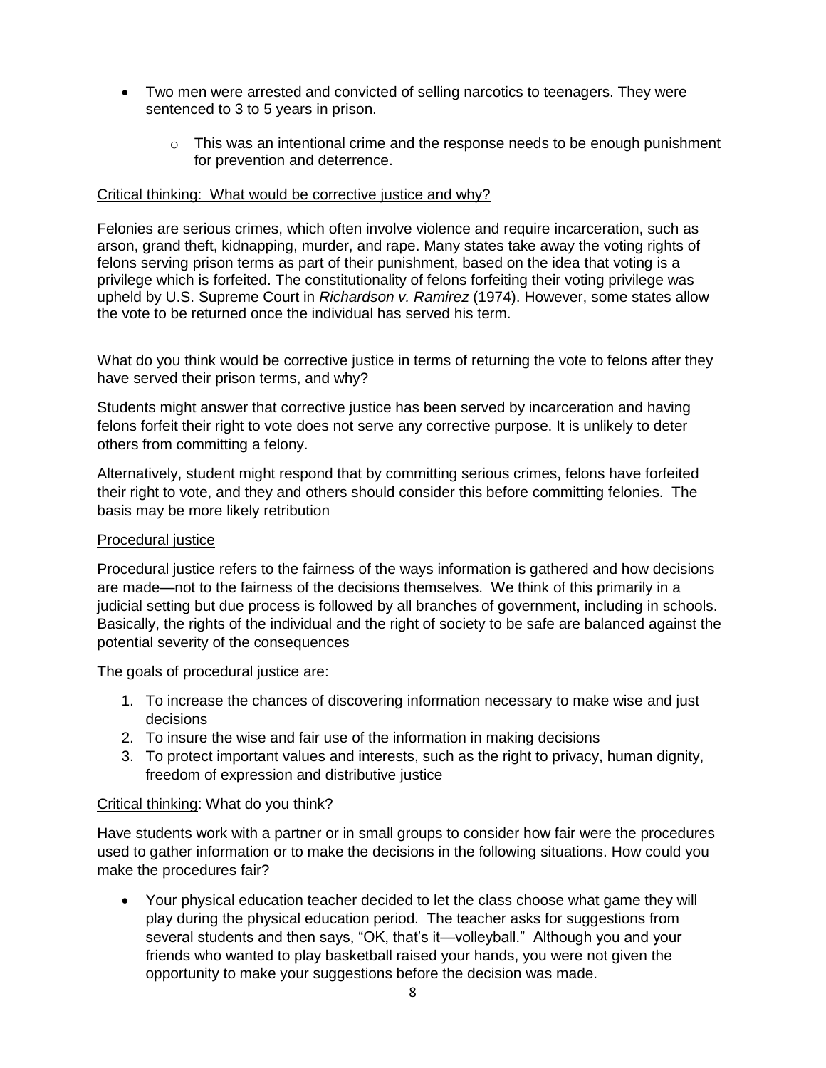- Two men were arrested and convicted of selling narcotics to teenagers. They were sentenced to 3 to 5 years in prison.
    - This was an intentional crime and the response needs to be enough punishment for prevention and deterrence.

<u>Critical thinking: What would be corrective justice and why?</u>

Felonies are serious crimes, which often involve violence and require incarceration, such as arson, grand theft, kidnapping, murder, and rape. Many states take away the voting rights of felons serving prison terms as part of their punishment, based on the idea that voting is a privilege which is forfeited. The constitutionality of felons forfeiting their voting privilege was upheld by U.S. Supreme Court in *Richardson v. Ramirez* (1974). However, some states allow the vote to be returned once the individual has served his term.

What do you think would be corrective justice in terms of returning the vote to felons after they have served their prison terms, and why?

Students might answer that corrective justice has been served by incarceration and having felons forfeit their right to vote does not serve any corrective purpose. It is unlikely to deter others from committing a felony.

Alternatively, student might respond that by committing serious crimes, felons have forfeited their right to vote, and they and others should consider this before committing felonies. The basis may be more likely retribution

<u>Procedural justice</u>

Procedural justice refers to the fairness of the ways information is gathered and how decisions are made—not to the fairness of the decisions themselves. We think of this primarily in a judicial setting but due process is followed by all branches of government, including in schools. Basically, the rights of the individual and the right of society to be safe are balanced against the potential severity of the consequences

The goals of procedural justice are:

1. To increase the chances of discovering information necessary to make wise and just decisions
2. To insure the wise and fair use of the information in making decisions
3. To protect important values and interests, such as the right to privacy, human dignity, freedom of expression and distributive justice

<u>Critical thinking</u>: What do you think?

Have students work with a partner or in small groups to consider how fair were the procedures used to gather information or to make the decisions in the following situations. How could you make the procedures fair?

- Your physical education teacher decided to let the class choose what game they will play during the physical education period. The teacher asks for suggestions from several students and then says, "OK, that's it—volleyball." Although you and your friends who wanted to play basketball raised your hands, you were not given the opportunity to make your suggestions before the decision was made.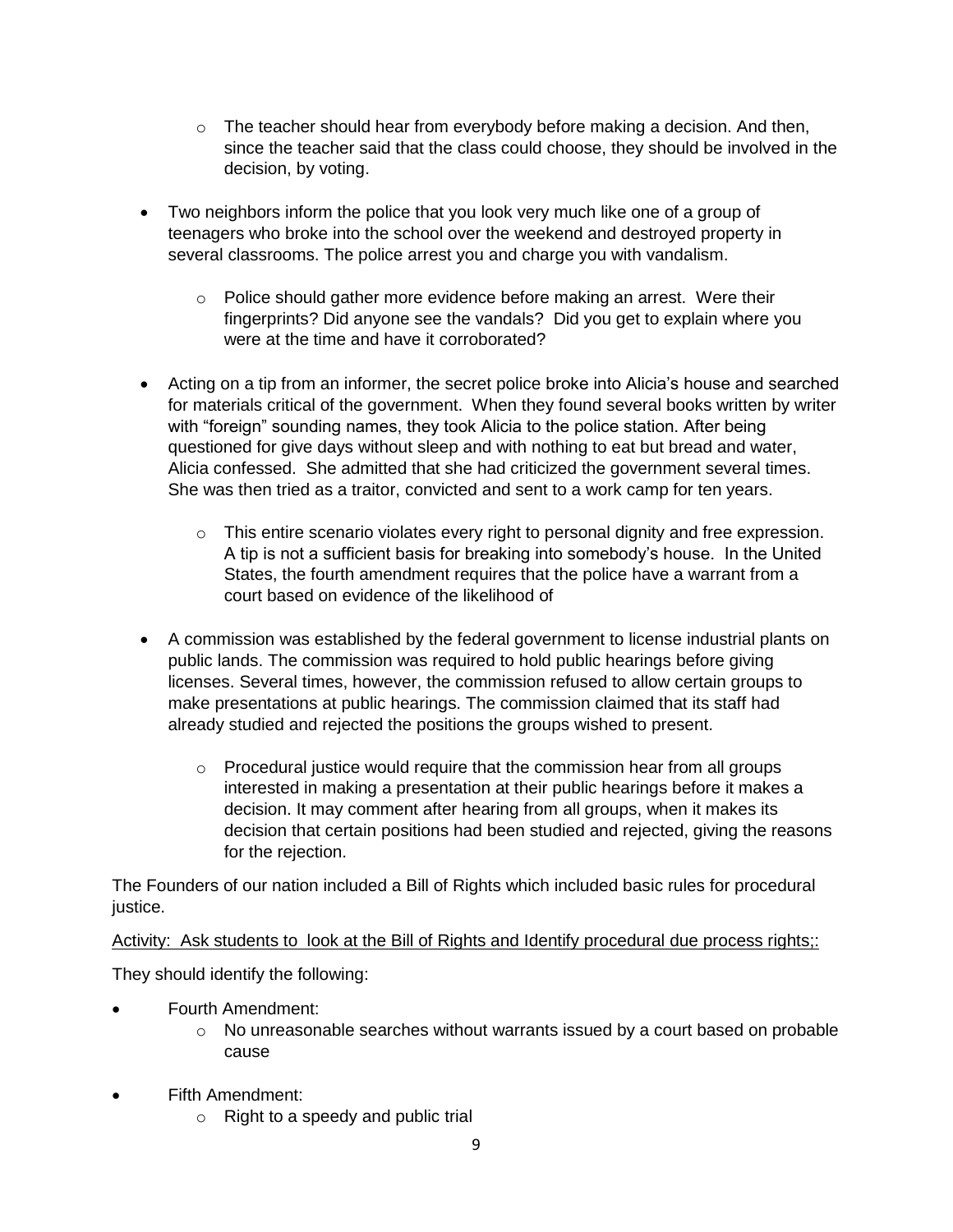- The teacher should hear from everybody before making a decision. And then, since the teacher said that the class could choose, they should be involved in the decision, by voting.

- Two neighbors inform the police that you look very much like one of a group of teenagers who broke into the school over the weekend and destroyed property in several classrooms. The police arrest you and charge you with vandalism.

  - Police should gather more evidence before making an arrest. Were their fingerprints? Did anyone see the vandals? Did you get to explain where you were at the time and have it corroborated?

- Acting on a tip from an informer, the secret police broke into Alicia's house and searched for materials critical of the government. When they found several books written by writer with "foreign" sounding names, they took Alicia to the police station. After being questioned for give days without sleep and with nothing to eat but bread and water, Alicia confessed. She admitted that she had criticized the government several times. She was then tried as a traitor, convicted and sent to a work camp for ten years.

  - This entire scenario violates every right to personal dignity and free expression. A tip is not a sufficient basis for breaking into somebody's house. In the United States, the fourth amendment requires that the police have a warrant from a court based on evidence of the likelihood of

- A commission was established by the federal government to license industrial plants on public lands. The commission was required to hold public hearings before giving licenses. Several times, however, the commission refused to allow certain groups to make presentations at public hearings. The commission claimed that its staff had already studied and rejected the positions the groups wished to present.

  - Procedural justice would require that the commission hear from all groups interested in making a presentation at their public hearings before it makes a decision. It may comment after hearing from all groups, when it makes its decision that certain positions had been studied and rejected, giving the reasons for the rejection.

The Founders of our nation included a Bill of Rights which included basic rules for procedural justice.

<u>Activity: Ask students to look at the Bill of Rights and Identify procedural due process rights;:</u>

They should identify the following:

- Fourth Amendment:
  - No unreasonable searches without warrants issued by a court based on probable cause

- Fifth Amendment:
  - Right to a speedy and public trial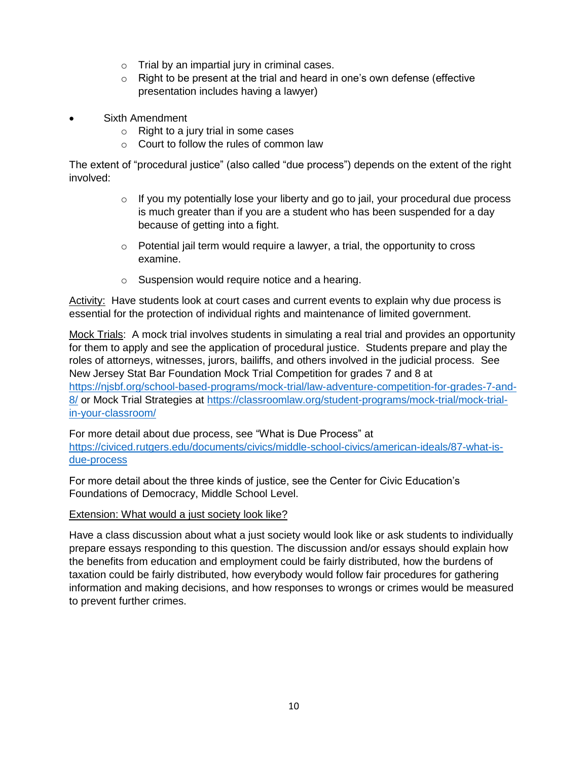- Trial by an impartial jury in criminal cases.
  - Right to be present at the trial and heard in one's own defense (effective presentation includes having a lawyer)

- Sixth Amendment
  - Right to a jury trial in some cases
  - Court to follow the rules of common law

The extent of "procedural justice" (also called "due process") depends on the extent of the right involved:

  - If you my potentially lose your liberty and go to jail, your procedural due process is much greater than if you are a student who has been suspended for a day because of getting into a fight.

  - Potential jail term would require a lawyer, a trial, the opportunity to cross examine.

  - Suspension would require notice and a hearing.

Activity: Have students look at court cases and current events to explain why due process is essential for the protection of individual rights and maintenance of limited government.

Mock Trials: A mock trial involves students in simulating a real trial and provides an opportunity for them to apply and see the application of procedural justice. Students prepare and play the roles of attorneys, witnesses, jurors, bailiffs, and others involved in the judicial process. See New Jersey Stat Bar Foundation Mock Trial Competition for grades 7 and 8 at https://njsbf.org/school-based-programs/mock-trial/law-adventure-competition-for-grades-7-and-8/ or Mock Trial Strategies at https://classroomlaw.org/student-programs/mock-trial/mock-trial-in-your-classroom/

For more detail about due process, see "What is Due Process" at https://civiced.rutgers.edu/documents/civics/middle-school-civics/american-ideals/87-what-is-due-process

For more detail about the three kinds of justice, see the Center for Civic Education's Foundations of Democracy, Middle School Level.

Extension: What would a just society look like?

Have a class discussion about what a just society would look like or ask students to individually prepare essays responding to this question. The discussion and/or essays should explain how the benefits from education and employment could be fairly distributed, how the burdens of taxation could be fairly distributed, how everybody would follow fair procedures for gathering information and making decisions, and how responses to wrongs or crimes would be measured to prevent further crimes.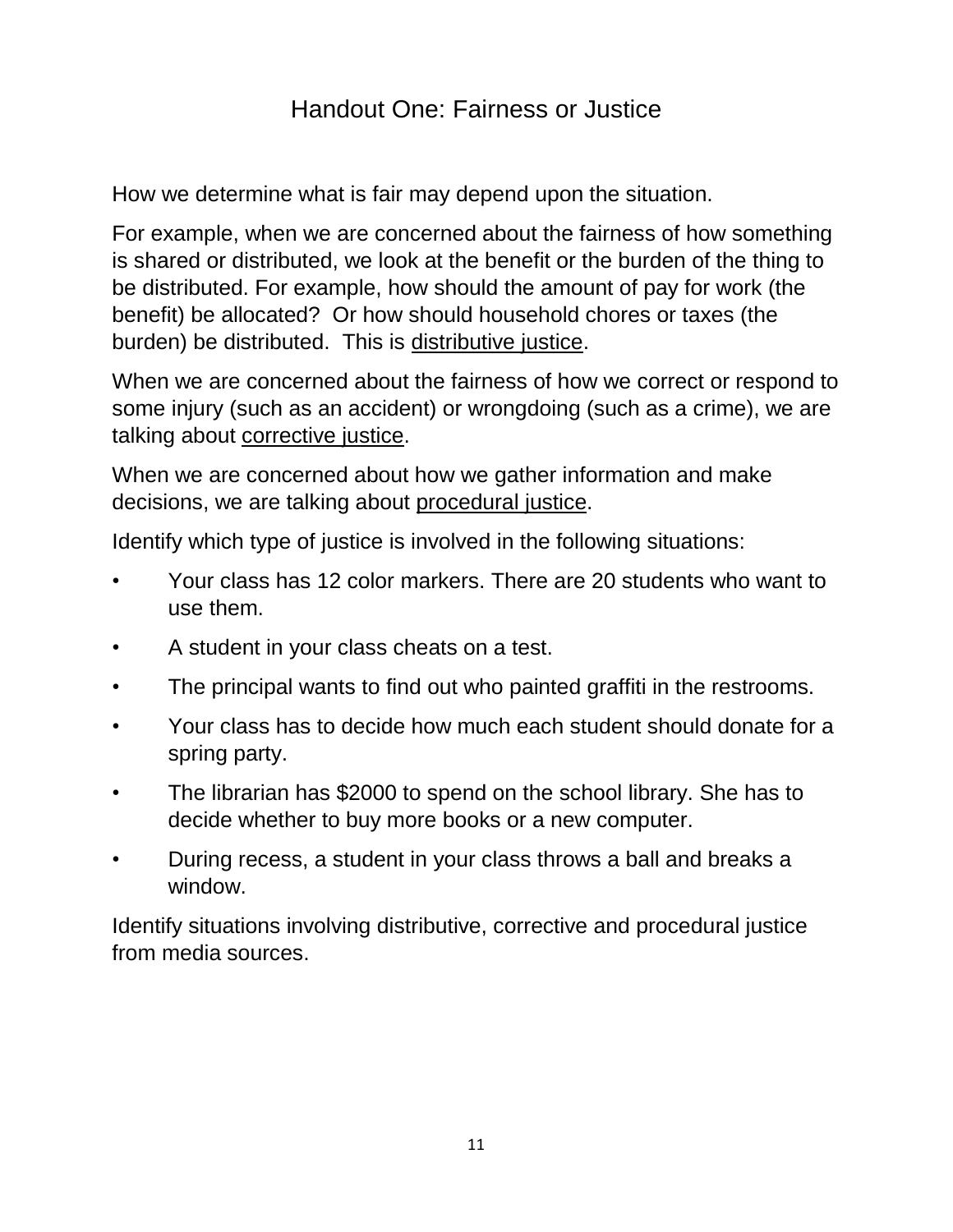# Handout One: Fairness or Justice

How we determine what is fair may depend upon the situation.

For example, when we are concerned about the fairness of how something is shared or distributed, we look at the benefit or the burden of the thing to be distributed. For example, how should the amount of pay for work (the benefit) be allocated? Or how should household chores or taxes (the burden) be distributed. This is <u>distributive justice</u>.

When we are concerned about the fairness of how we correct or respond to some injury (such as an accident) or wrongdoing (such as a crime), we are talking about <u>corrective justice</u>.

When we are concerned about how we gather information and make decisions, we are talking about <u>procedural justice</u>.

Identify which type of justice is involved in the following situations:

- Your class has 12 color markers. There are 20 students who want to use them.
- A student in your class cheats on a test.
- The principal wants to find out who painted graffiti in the restrooms.
- Your class has to decide how much each student should donate for a spring party.
- The librarian has $2000 to spend on the school library. She has to decide whether to buy more books or a new computer.
- During recess, a student in your class throws a ball and breaks a window.

Identify situations involving distributive, corrective and procedural justice from media sources.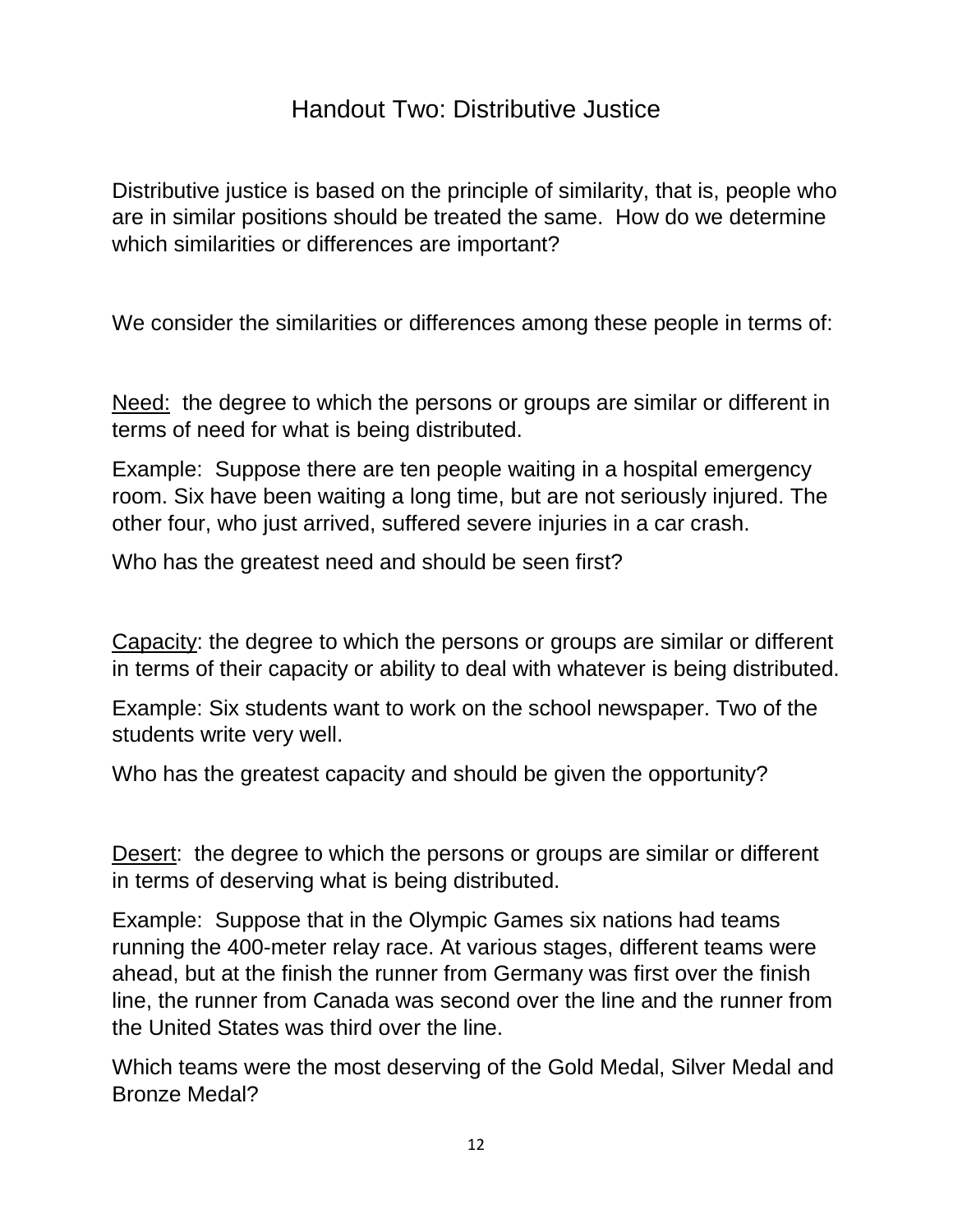# Handout Two: Distributive Justice

Distributive justice is based on the principle of similarity, that is, people who are in similar positions should be treated the same. How do we determine which similarities or differences are important?

We consider the similarities or differences among these people in terms of:

<u>Need:</u> the degree to which the persons or groups are similar or different in terms of need for what is being distributed.

Example: Suppose there are ten people waiting in a hospital emergency room. Six have been waiting a long time, but are not seriously injured. The other four, who just arrived, suffered severe injuries in a car crash.

Who has the greatest need and should be seen first?

<u>Capacity</u>: the degree to which the persons or groups are similar or different in terms of their capacity or ability to deal with whatever is being distributed.

Example: Six students want to work on the school newspaper. Two of the students write very well.

Who has the greatest capacity and should be given the opportunity?

<u>Desert</u>: the degree to which the persons or groups are similar or different in terms of deserving what is being distributed.

Example: Suppose that in the Olympic Games six nations had teams running the 400-meter relay race. At various stages, different teams were ahead, but at the finish the runner from Germany was first over the finish line, the runner from Canada was second over the line and the runner from the United States was third over the line.

Which teams were the most deserving of the Gold Medal, Silver Medal and Bronze Medal?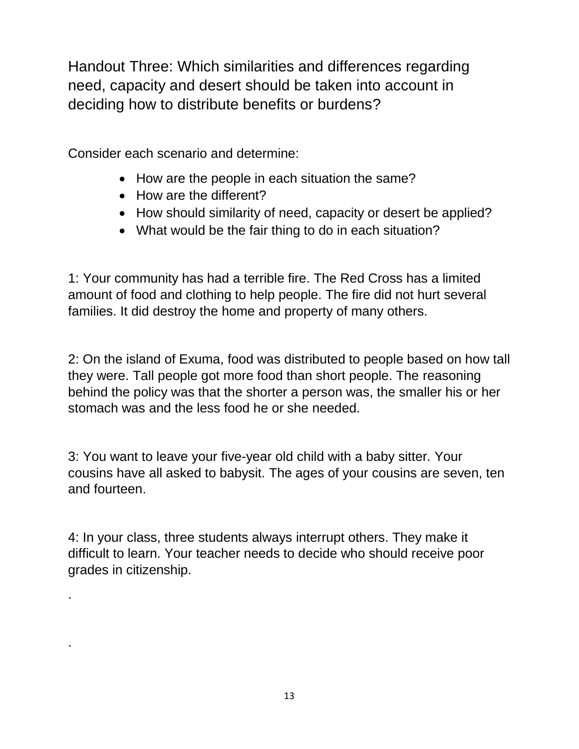# Handout Three: Which similarities and differences regarding need, capacity and desert should be taken into account in deciding how to distribute benefits or burdens?

Consider each scenario and determine:

- How are the people in each situation the same?
- How are the different?
- How should similarity of need, capacity or desert be applied?
- What would be the fair thing to do in each situation?

1: Your community has had a terrible fire. The Red Cross has a limited amount of food and clothing to help people. The fire did not hurt several families. It did destroy the home and property of many others.

2: On the island of Exuma, food was distributed to people based on how tall they were. Tall people got more food than short people. The reasoning behind the policy was that the shorter a person was, the smaller his or her stomach was and the less food he or she needed.

3: You want to leave your five-year old child with a baby sitter. Your cousins have all asked to babysit. The ages of your cousins are seven, ten and fourteen.

4: In your class, three students always interrupt others. They make it difficult to learn. Your teacher needs to decide who should receive poor grades in citizenship.

.

.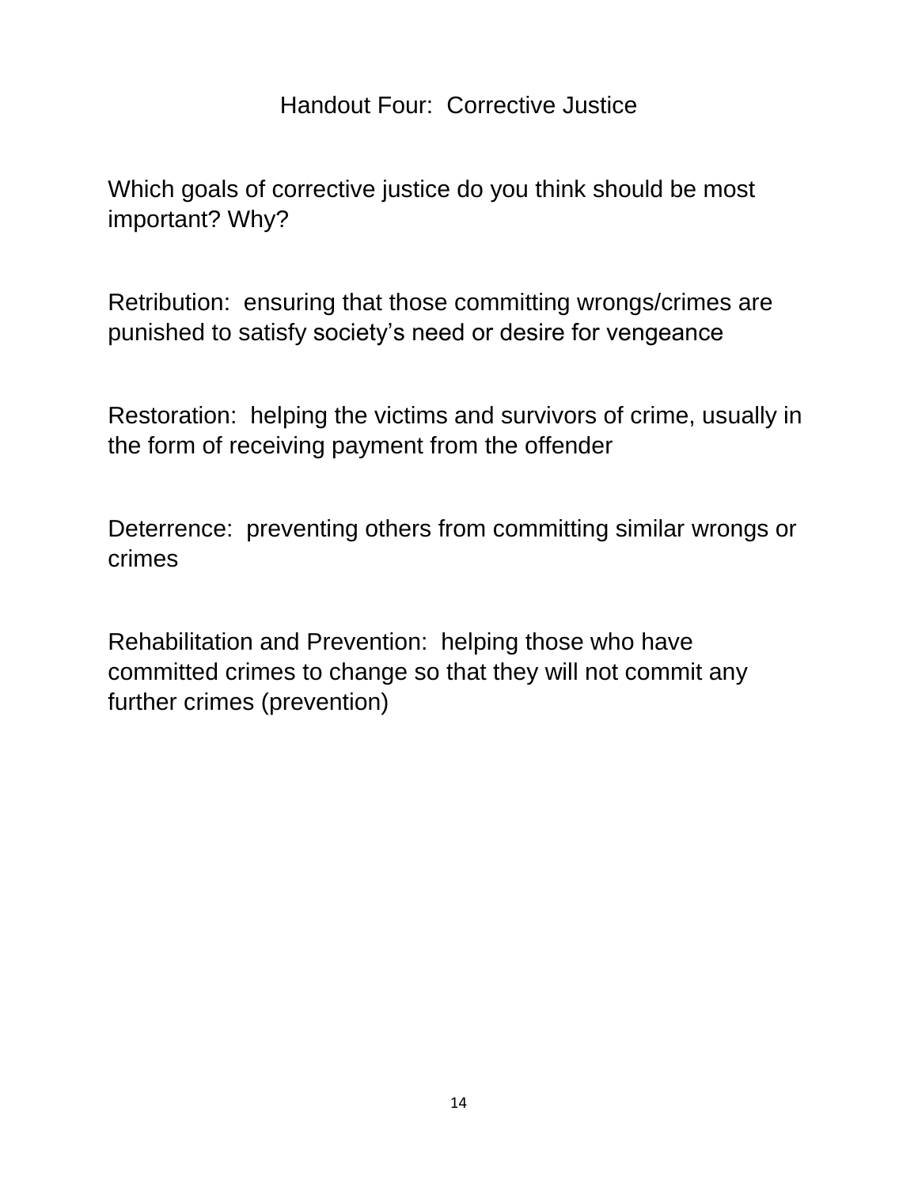# Handout Four: Corrective Justice

Which goals of corrective justice do you think should be most important? Why?

Retribution: ensuring that those committing wrongs/crimes are punished to satisfy society's need or desire for vengeance

Restoration: helping the victims and survivors of crime, usually in the form of receiving payment from the offender

Deterrence: preventing others from committing similar wrongs or crimes

Rehabilitation and Prevention: helping those who have committed crimes to change so that they will not commit any further crimes (prevention)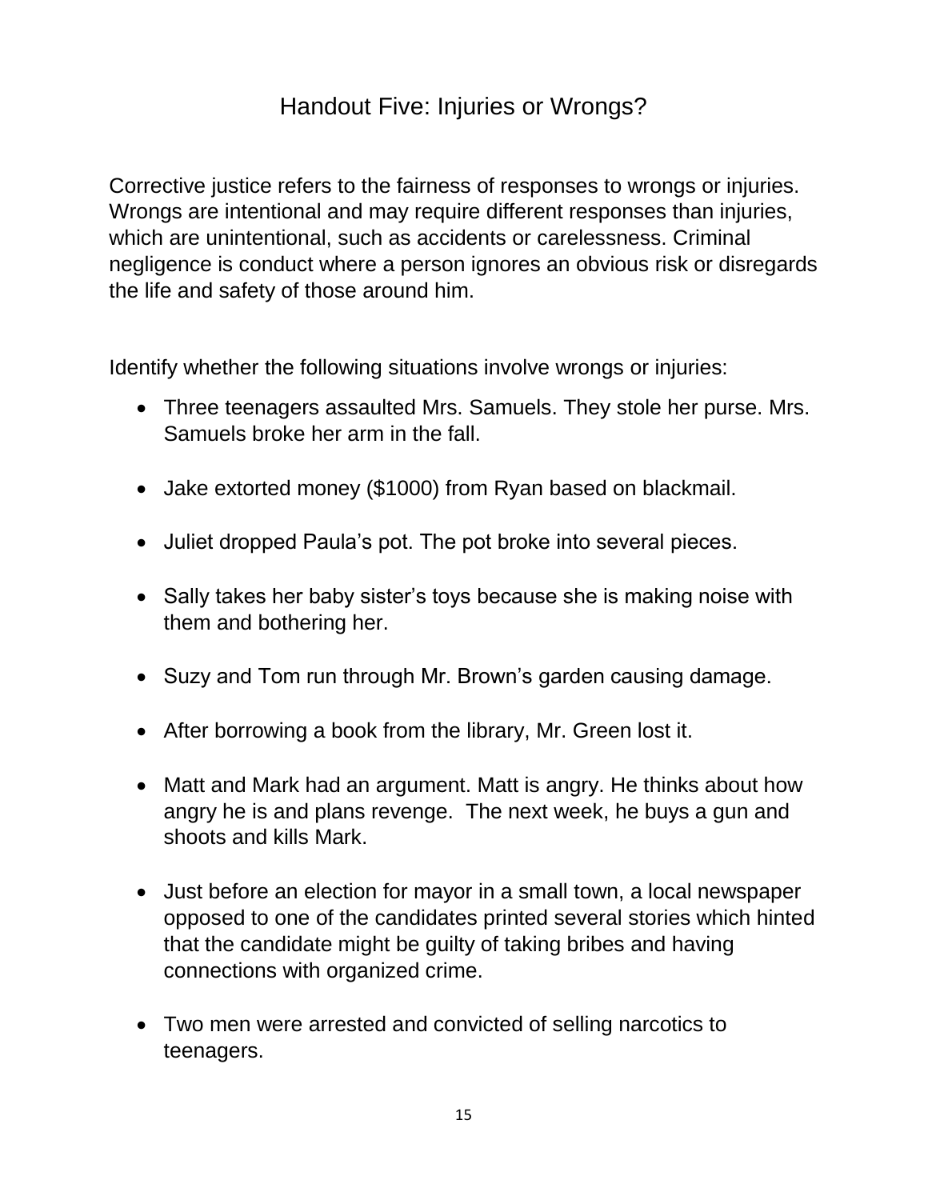# Handout Five: Injuries or Wrongs?

Corrective justice refers to the fairness of responses to wrongs or injuries. Wrongs are intentional and may require different responses than injuries, which are unintentional, such as accidents or carelessness. Criminal negligence is conduct where a person ignores an obvious risk or disregards the life and safety of those around him.

Identify whether the following situations involve wrongs or injuries:

- Three teenagers assaulted Mrs. Samuels. They stole her purse. Mrs. Samuels broke her arm in the fall.
- Jake extorted money ($1000) from Ryan based on blackmail.
- Juliet dropped Paula's pot. The pot broke into several pieces.
- Sally takes her baby sister's toys because she is making noise with them and bothering her.
- Suzy and Tom run through Mr. Brown's garden causing damage.
- After borrowing a book from the library, Mr. Green lost it.
- Matt and Mark had an argument. Matt is angry. He thinks about how angry he is and plans revenge. The next week, he buys a gun and shoots and kills Mark.
- Just before an election for mayor in a small town, a local newspaper opposed to one of the candidates printed several stories which hinted that the candidate might be guilty of taking bribes and having connections with organized crime.
- Two men were arrested and convicted of selling narcotics to teenagers.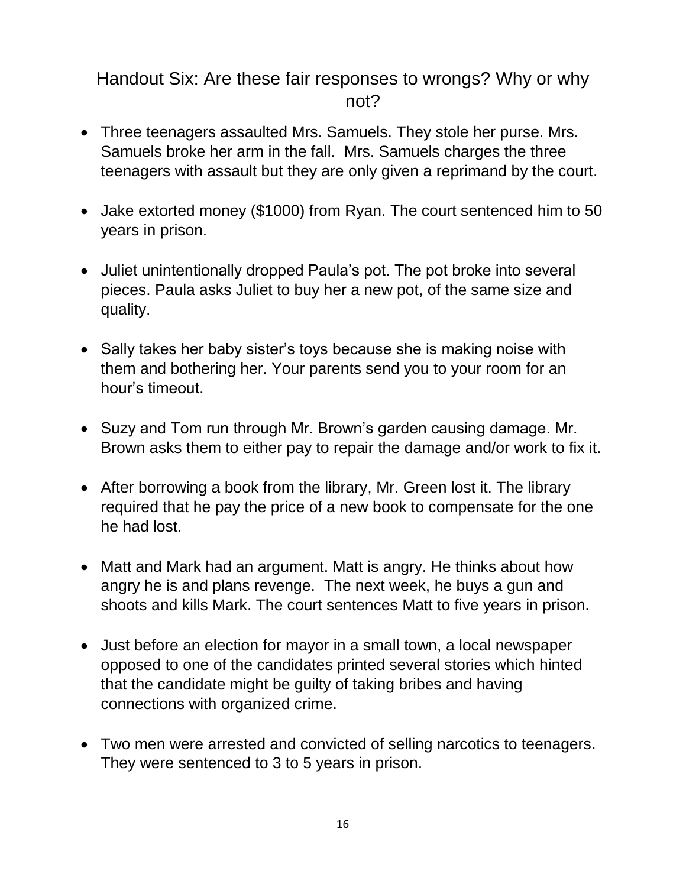## Handout Six: Are these fair responses to wrongs? Why or why not?

- Three teenagers assaulted Mrs. Samuels. They stole her purse. Mrs. Samuels broke her arm in the fall.  Mrs. Samuels charges the three teenagers with assault but they are only given a reprimand by the court.

- Jake extorted money ($1000) from Ryan. The court sentenced him to 50 years in prison.

- Juliet unintentionally dropped Paula's pot. The pot broke into several pieces. Paula asks Juliet to buy her a new pot, of the same size and quality.

- Sally takes her baby sister's toys because she is making noise with them and bothering her. Your parents send you to your room for an hour's timeout.

- Suzy and Tom run through Mr. Brown's garden causing damage. Mr. Brown asks them to either pay to repair the damage and/or work to fix it.

- After borrowing a book from the library, Mr. Green lost it. The library required that he pay the price of a new book to compensate for the one he had lost.

- Matt and Mark had an argument. Matt is angry. He thinks about how angry he is and plans revenge.  The next week, he buys a gun and shoots and kills Mark. The court sentences Matt to five years in prison.

- Just before an election for mayor in a small town, a local newspaper opposed to one of the candidates printed several stories which hinted that the candidate might be guilty of taking bribes and having connections with organized crime.

- Two men were arrested and convicted of selling narcotics to teenagers. They were sentenced to 3 to 5 years in prison.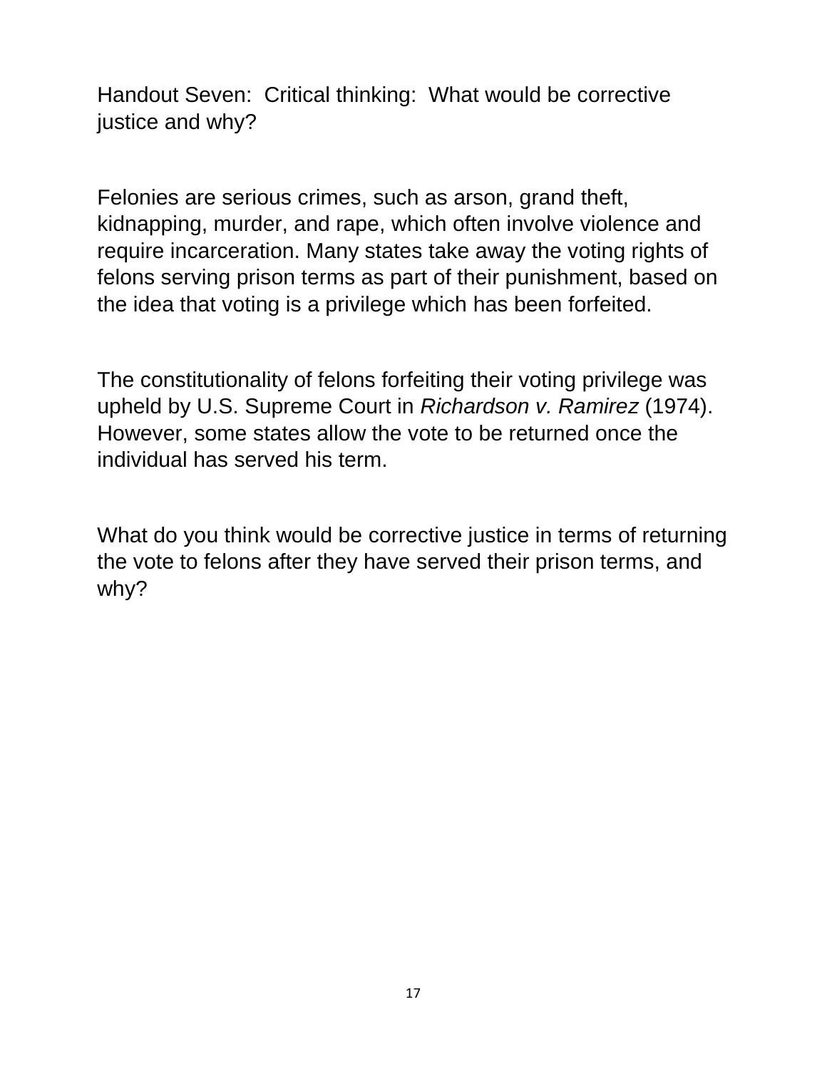# Handout Seven: Critical thinking: What would be corrective justice and why?

Felonies are serious crimes, such as arson, grand theft, kidnapping, murder, and rape, which often involve violence and require incarceration. Many states take away the voting rights of felons serving prison terms as part of their punishment, based on the idea that voting is a privilege which has been forfeited.

The constitutionality of felons forfeiting their voting privilege was upheld by U.S. Supreme Court in *Richardson v. Ramirez* (1974). However, some states allow the vote to be returned once the individual has served his term.

What do you think would be corrective justice in terms of returning the vote to felons after they have served their prison terms, and why?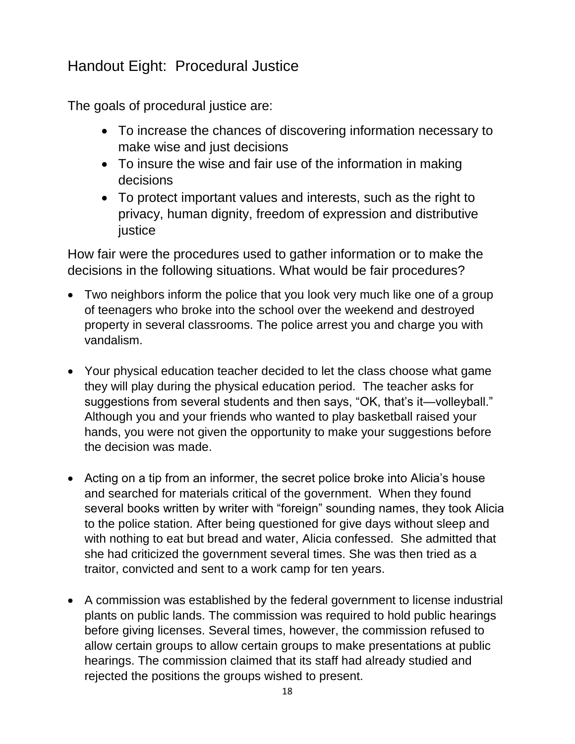## Handout Eight: Procedural Justice

The goals of procedural justice are:

- To increase the chances of discovering information necessary to make wise and just decisions
- To insure the wise and fair use of the information in making decisions
- To protect important values and interests, such as the right to privacy, human dignity, freedom of expression and distributive justice

How fair were the procedures used to gather information or to make the decisions in the following situations. What would be fair procedures?

- Two neighbors inform the police that you look very much like one of a group of teenagers who broke into the school over the weekend and destroyed property in several classrooms. The police arrest you and charge you with vandalism.
- Your physical education teacher decided to let the class choose what game they will play during the physical education period. The teacher asks for suggestions from several students and then says, "OK, that's it—volleyball." Although you and your friends who wanted to play basketball raised your hands, you were not given the opportunity to make your suggestions before the decision was made.
- Acting on a tip from an informer, the secret police broke into Alicia's house and searched for materials critical of the government. When they found several books written by writer with "foreign" sounding names, they took Alicia to the police station. After being questioned for give days without sleep and with nothing to eat but bread and water, Alicia confessed. She admitted that she had criticized the government several times. She was then tried as a traitor, convicted and sent to a work camp for ten years.
- A commission was established by the federal government to license industrial plants on public lands. The commission was required to hold public hearings before giving licenses. Several times, however, the commission refused to allow certain groups to allow certain groups to make presentations at public hearings. The commission claimed that its staff had already studied and rejected the positions the groups wished to present.